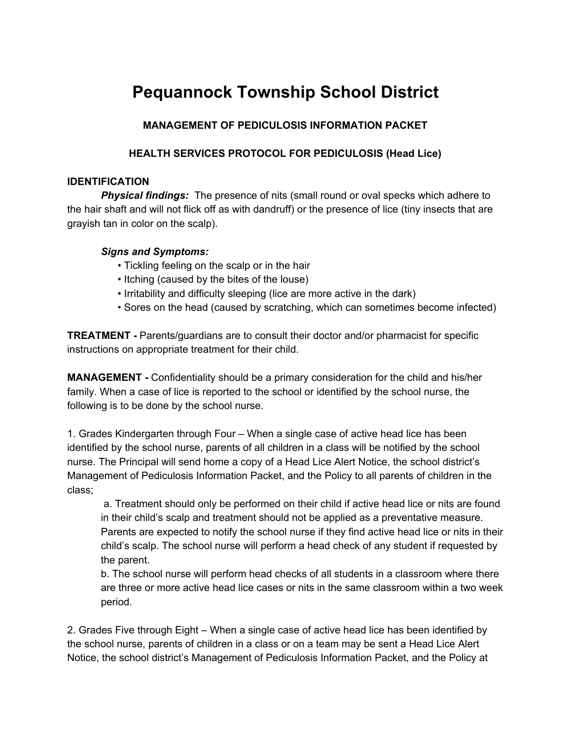# Pequannock Township School District

### MANAGEMENT OF PEDICULOSIS INFORMATION PACKET

### HEALTH SERVICES PROTOCOL FOR PEDICULOSIS (Head Lice)

**IDENTIFICATION**

***Physical findings:*** The presence of nits (small round or oval specks which adhere to the hair shaft and will not flick off as with dandruff) or the presence of lice (tiny insects that are grayish tan in color on the scalp).

***Signs and Symptoms:***

- Tickling feeling on the scalp or in the hair
- Itching (caused by the bites of the louse)
- Irritability and difficulty sleeping (lice are more active in the dark)
- Sores on the head (caused by scratching, which can sometimes become infected)

**TREATMENT -** Parents/guardians are to consult their doctor and/or pharmacist for specific instructions on appropriate treatment for their child.

**MANAGEMENT -** Confidentiality should be a primary consideration for the child and his/her family. When a case of lice is reported to the school or identified by the school nurse, the following is to be done by the school nurse.

1. Grades Kindergarten through Four – When a single case of active head lice has been identified by the school nurse, parents of all children in a class will be notified by the school nurse. The Principal will send home a copy of a Head Lice Alert Notice, the school district's Management of Pediculosis Information Packet, and the Policy to all parents of children in the class;

   a. Treatment should only be performed on their child if active head lice or nits are found in their child's scalp and treatment should not be applied as a preventative measure. Parents are expected to notify the school nurse if they find active head lice or nits in their child's scalp. The school nurse will perform a head check of any student if requested by the parent.

   b. The school nurse will perform head checks of all students in a classroom where there are three or more active head lice cases or nits in the same classroom within a two week period.

2. Grades Five through Eight – When a single case of active head lice has been identified by the school nurse, parents of children in a class or on a team may be sent a Head Lice Alert Notice, the school district's Management of Pediculosis Information Packet, and the Policy at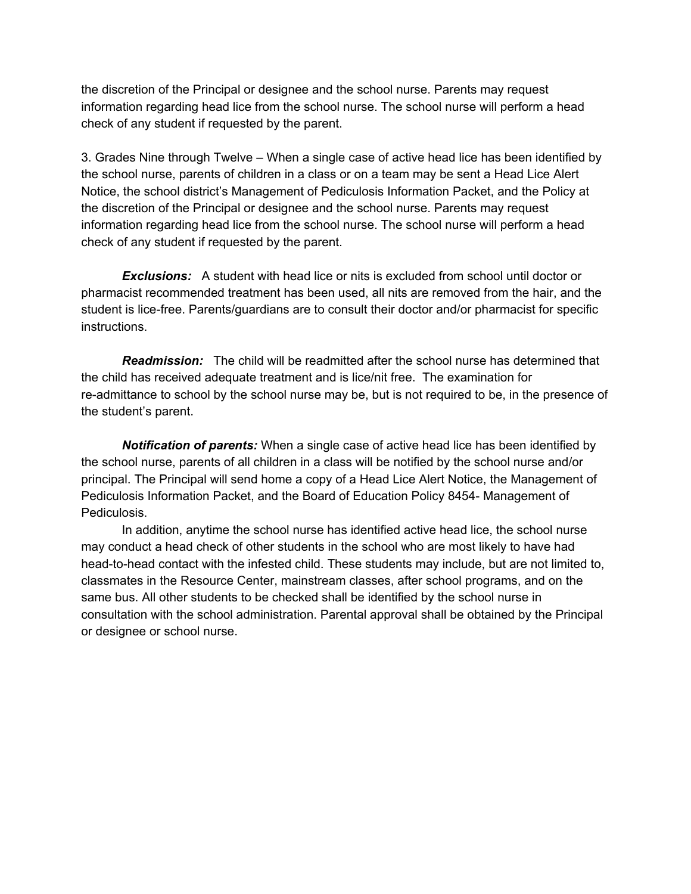the discretion of the Principal or designee and the school nurse. Parents may request information regarding head lice from the school nurse. The school nurse will perform a head check of any student if requested by the parent.

3. Grades Nine through Twelve – When a single case of active head lice has been identified by the school nurse, parents of children in a class or on a team may be sent a Head Lice Alert Notice, the school district's Management of Pediculosis Information Packet, and the Policy at the discretion of the Principal or designee and the school nurse. Parents may request information regarding head lice from the school nurse. The school nurse will perform a head check of any student if requested by the parent.

***Exclusions:*** A student with head lice or nits is excluded from school until doctor or pharmacist recommended treatment has been used, all nits are removed from the hair, and the student is lice-free. Parents/guardians are to consult their doctor and/or pharmacist for specific instructions.

***Readmission:*** The child will be readmitted after the school nurse has determined that the child has received adequate treatment and is lice/nit free. The examination for re-admittance to school by the school nurse may be, but is not required to be, in the presence of the student's parent.

***Notification of parents:*** When a single case of active head lice has been identified by the school nurse, parents of all children in a class will be notified by the school nurse and/or principal. The Principal will send home a copy of a Head Lice Alert Notice, the Management of Pediculosis Information Packet, and the Board of Education Policy 8454- Management of Pediculosis.

In addition, anytime the school nurse has identified active head lice, the school nurse may conduct a head check of other students in the school who are most likely to have had head-to-head contact with the infested child. These students may include, but are not limited to, classmates in the Resource Center, mainstream classes, after school programs, and on the same bus. All other students to be checked shall be identified by the school nurse in consultation with the school administration. Parental approval shall be obtained by the Principal or designee or school nurse.